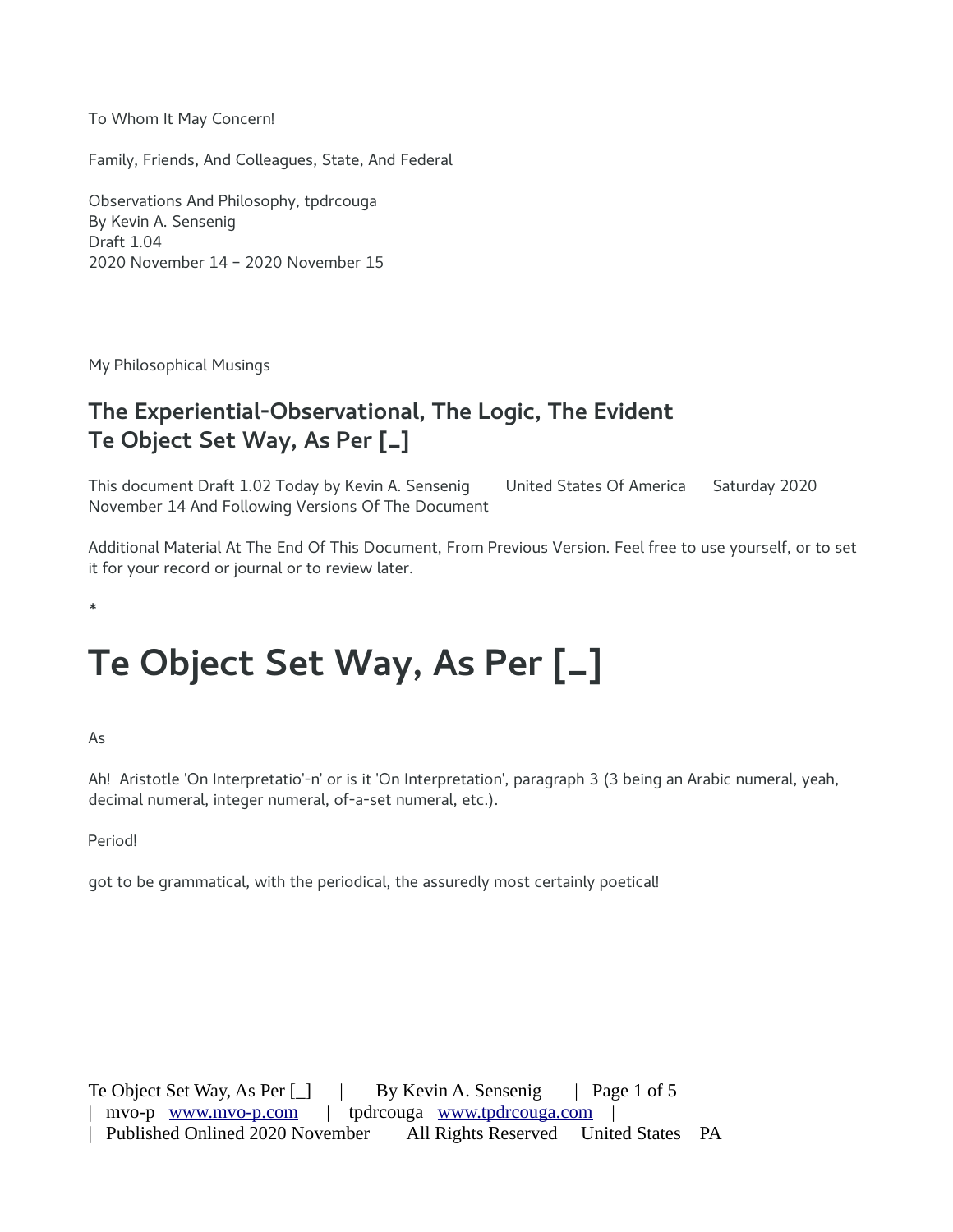To Whom It May Concern!

Family, Friends, And Colleagues, State, And Federal

Observations And Philosophy, tpdrcouga
By Kevin A. Sensenig
Draft 1.04
2020 November 14 – 2020 November 15

My Philosophical Musings

## The Experiential-Observational, The Logic, The Evident
## Te Object Set Way, As Per [_]

This document Draft 1.02 Today by Kevin A. Sensenig United States Of America Saturday 2020 November 14 And Following Versions Of The Document

Additional Material At The End Of This Document, From Previous Version. Feel free to use yourself, or to set it for your record or journal or to review later.

*

# Te Object Set Way, As Per [_]

As

Ah! Aristotle 'On Interpretatio'-n' or is it 'On Interpretation', paragraph 3 (3 being an Arabic numeral, yeah, decimal numeral, integer numeral, of-a-set numeral, etc.).

Period!

got to be grammatical, with the periodical, the assuredly most certainly poetical!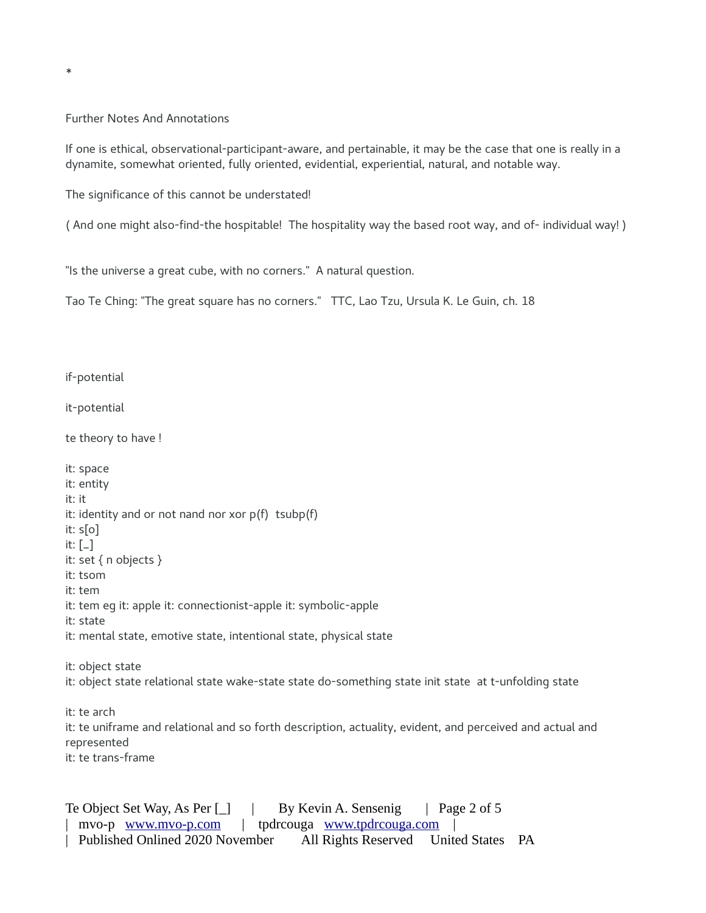*

Further Notes And Annotations

If one is ethical, observational-participant-aware, and pertainable, it may be the case that one is really in a dynamite, somewhat oriented, fully oriented, evidential, experiential, natural, and notable way.

The significance of this cannot be understated!

( And one might also-find-the hospitable!  The hospitality way the based root way, and of- individual way! )

"Is the universe a great cube, with no corners."  A natural question.

Tao Te Ching: "The great square has no corners."   TTC, Lao Tzu, Ursula K. Le Guin, ch. 18

if-potential

it-potential

te theory to have !

it: space
it: entity
it: it
it: identity and or not nand nor xor p(f)  tsubp(f)
it: s[o]
it: [_]
it: set { n objects }
it: tsom
it: tem
it: tem eg it: apple it: connectionist-apple it: symbolic-apple
it: state
it: mental state, emotive state, intentional state, physical state

it: object state
it: object state relational state wake-state state do-something state init state  at t-unfolding state

it: te arch
it: te uniframe and relational and so forth description, actuality, evident, and perceived and actual and represented
it: te trans-frame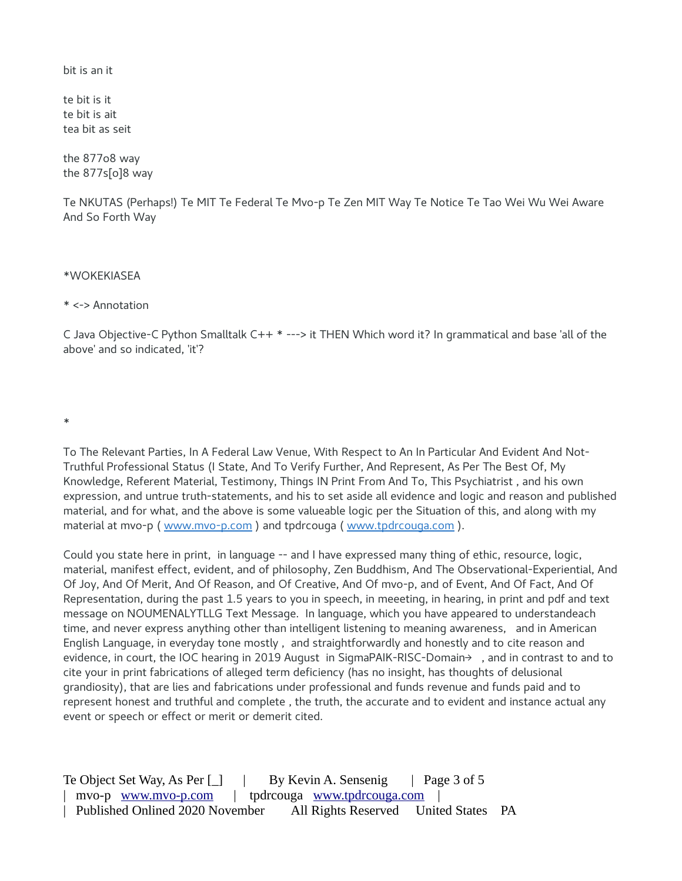bit is an it

te bit is it
te bit is ait
tea bit as seit

the 877o8 way
the 877s[o]8 way

Te NKUTAS (Perhaps!) Te MIT Te Federal Te Mvo-p Te Zen MIT Way Te Notice Te Tao Wei Wu Wei Aware And So Forth Way

*WOKEKIASEA

* <-> Annotation

C Java Objective-C Python Smalltalk C++ * ---> it THEN Which word it? In grammatical and base 'all of the above' and so indicated, 'it'?

*

To The Relevant Parties, In A Federal Law Venue, With Respect to An In Particular And Evident And Not-Truthful Professional Status (I State, And To Verify Further, And Represent, As Per The Best Of, My Knowledge, Referent Material, Testimony, Things IN Print From And To, This Psychiatrist , and his own expression, and untrue truth-statements, and his to set aside all evidence and logic and reason and published material, and for what, and the above is some valueable logic per the Situation of this, and along with my material at mvo-p ( www.mvo-p.com ) and tpdrcouga ( www.tpdrcouga.com ).

Could you state here in print,  in language -- and I have expressed many thing of ethic, resource, logic, material, manifest effect, evident, and of philosophy, Zen Buddhism, And The Observational-Experiential, And Of Joy, And Of Merit, And Of Reason, and Of Creative, And Of mvo-p, and of Event, And Of Fact, And Of Representation, during the past 1.5 years to you in speech, in meeeting, in hearing, in print and pdf and text message on NOUMENALYTLLG Text Message.  In language, which you have appeared to understandeach time, and never express anything other than intelligent listening to meaning awareness,   and in American English Language, in everyday tone mostly ,  and straightforwardly and honestly and to cite reason and evidence, in court, the IOC hearing in 2019 August  in SigmaPAIK-RISC-Domain→  , and in contrast to and to cite your in print fabrications of alleged term deficiency (has no insight, has thoughts of delusional grandiosity), that are lies and fabrications under professional and funds revenue and funds paid and to represent honest and truthful and complete , the truth, the accurate and to evident and instance actual any event or speech or effect or merit or demerit cited.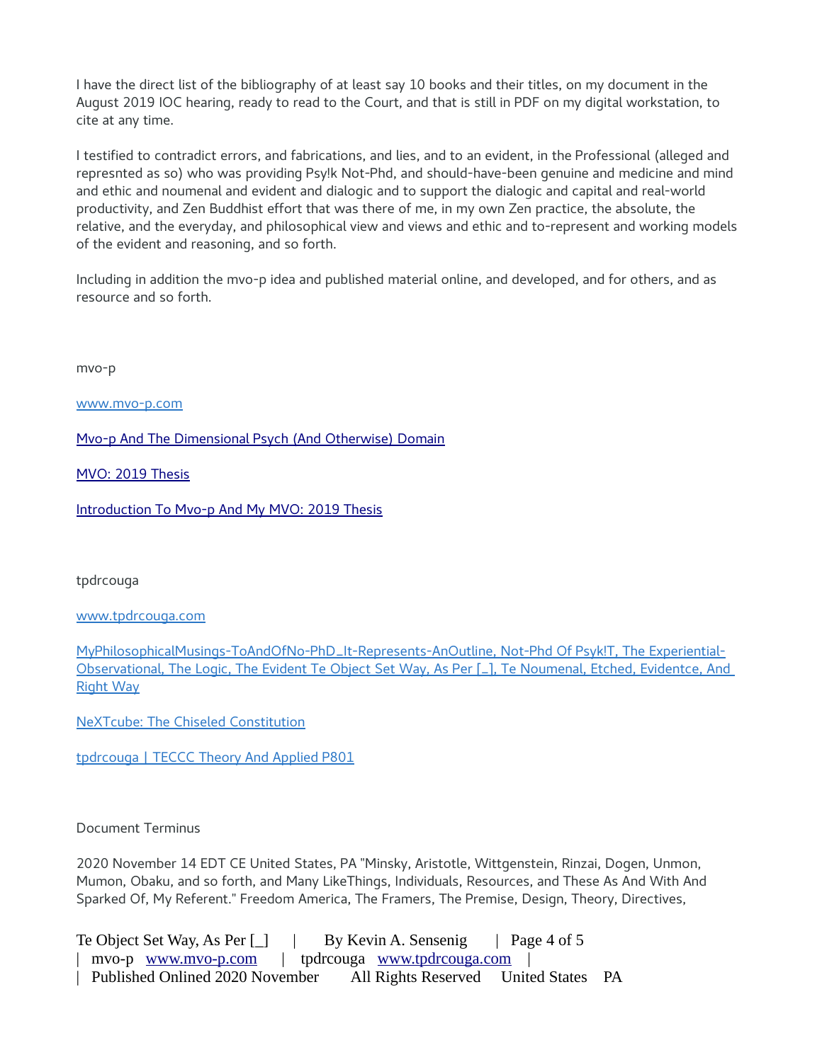I have the direct list of the bibliography of at least say 10 books and their titles, on my document in the August 2019 IOC hearing, ready to read to the Court, and that is still in PDF on my digital workstation, to cite at any time.

I testified to contradict errors, and fabrications, and lies, and to an evident, in the Professional (alleged and represnted as so) who was providing Psy!k Not-Phd, and should-have-been genuine and medicine and mind and ethic and noumenal and evident and dialogic and to support the dialogic and capital and real-world productivity, and Zen Buddhist effort that was there of me, in my own Zen practice, the absolute, the relative, and the everyday, and philosophical view and views and ethic and to-represent and working models of the evident and reasoning, and so forth.

Including in addition the mvo-p idea and published material online, and developed, and for others, and as resource and so forth.

mvo-p

[www.mvo-p.com](www.mvo-p.com)

Mvo-p And The Dimensional Psych (And Otherwise) Domain

MVO: 2019 Thesis

Introduction To Mvo-p And My MVO: 2019 Thesis

tpdrcouga

[www.tpdrcouga.com](www.tpdrcouga.com)

MyPhilosophicalMusings-ToAndOfNo-PhD_It-Represents-AnOutline, Not-Phd Of Psyk!T, The Experiential-Observational, The Logic, The Evident Te Object Set Way, As Per [_], Te Noumenal, Etched, Evidentce, And Right Way

NeXTcube: The Chiseled Constitution

tpdrcouga | TECCC Theory And Applied P801

Document Terminus

2020 November 14 EDT CE United States, PA "Minsky, Aristotle, Wittgenstein, Rinzai, Dogen, Unmon, Mumon, Obaku, and so forth, and Many LikeThings, Individuals, Resources, and These As And With And Sparked Of, My Referent." Freedom America, The Framers, The Premise, Design, Theory, Directives,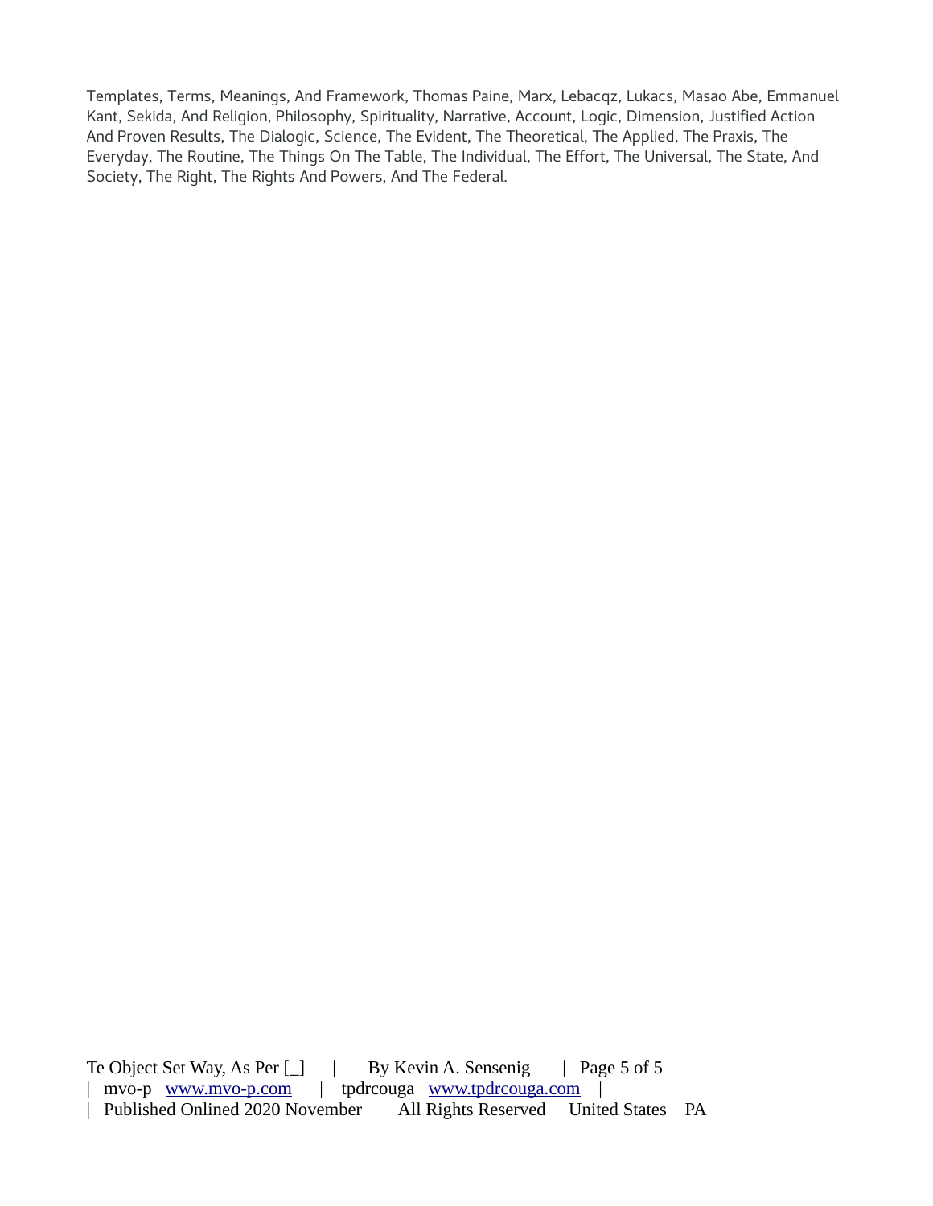Templates, Terms, Meanings, And Framework, Thomas Paine, Marx, Lebacqz, Lukacs, Masao Abe, Emmanuel Kant, Sekida, And Religion, Philosophy, Spirituality, Narrative, Account, Logic, Dimension, Justified Action And Proven Results, The Dialogic, Science, The Evident, The Theoretical, The Applied, The Praxis, The Everyday, The Routine, The Things On The Table, The Individual, The Effort, The Universal, The State, And Society, The Right, The Rights And Powers, And The Federal.